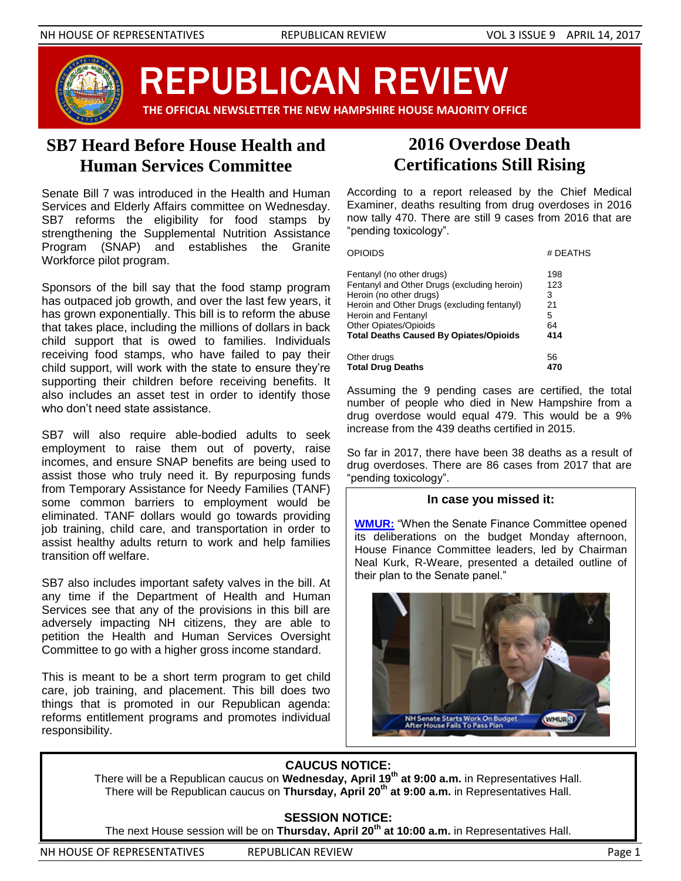# REPUBLICAN REVIEW

**THE OFFICIAL NEWSLETTER THE NEW HAMPSHIRE HOUSE MAJORITY OFFICE**

## SB7 Heard Before House Health and Human Services Committee

Senate Bill 7 was introduced in the Health and Human Services and Elderly Affairs committee on Wednesday. SB7 reforms the eligibility for food stamps by strengthening the Supplemental Nutrition Assistance Program (SNAP) and establishes the Granite Workforce pilot program.

Sponsors of the bill say that the food stamp program has outpaced job growth, and over the last few years, it has grown exponentially. This bill is to reform the abuse that takes place, including the millions of dollars in back child support that is owed to families. Individuals receiving food stamps, who have failed to pay their child support, will work with the state to ensure they're supporting their children before receiving benefits. It also includes an asset test in order to identify those who don't need state assistance.

SB7 will also require able-bodied adults to seek employment to raise them out of poverty, raise incomes, and ensure SNAP benefits are being used to assist those who truly need it. By repurposing funds from Temporary Assistance for Needy Families (TANF) some common barriers to employment would be eliminated. TANF dollars would go towards providing job training, child care, and transportation in order to assist healthy adults return to work and help families transition off welfare.

SB7 also includes important safety valves in the bill. At any time if the Department of Health and Human Services see that any of the provisions in this bill are adversely impacting NH citizens, they are able to petition the Health and Human Services Oversight Committee to go with a higher gross income standard.

This is meant to be a short term program to get child care, job training, and placement. This bill does two things that is promoted in our Republican agenda: reforms entitlement programs and promotes individual responsibility.

## 2016 Overdose Death Certifications Still Rising

According to a report released by the Chief Medical Examiner, deaths resulting from drug overdoses in 2016 now tally 470. There are still 9 cases from 2016 that are "pending toxicology".

| OPIOIDS | # DEATHS |
|---|---|
| Fentanyl (no other drugs) | 198 |
| Fentanyl and Other Drugs (excluding heroin) | 123 |
| Heroin (no other drugs) | 3 |
| Heroin and Other Drugs (excluding fentanyl) | 21 |
| Heroin and Fentanyl | 5 |
| Other Opiates/Opioids | 64 |
| **Total Deaths Caused By Opiates/Opioids** | **414** |
| Other drugs | 56 |
| **Total Drug Deaths** | **470** |

Assuming the 9 pending cases are certified, the total number of people who died in New Hampshire from a drug overdose would equal 479. This would be a 9% increase from the 439 deaths certified in 2015.

So far in 2017, there have been 38 deaths as a result of drug overdoses. There are 86 cases from 2017 that are "pending toxicology".

### In case you missed it:

**WMUR:** "When the Senate Finance Committee opened its deliberations on the budget Monday afternoon, House Finance Committee leaders, led by Chairman Neal Kurk, R-Weare, presented a detailed outline of their plan to the Senate panel."

NH Senate Starts Work On Budget After House Fails To Pass Plan

**CAUCUS NOTICE:**

There will be a Republican caucus on **Wednesday, April 19th at 9:00 a.m.** in Representatives Hall.
There will be Republican caucus on **Thursday, April 20th at 9:00 a.m.** in Representatives Hall.

**SESSION NOTICE:**

The next House session will be on **Thursday, April 20th at 10:00 a.m.** in Representatives Hall.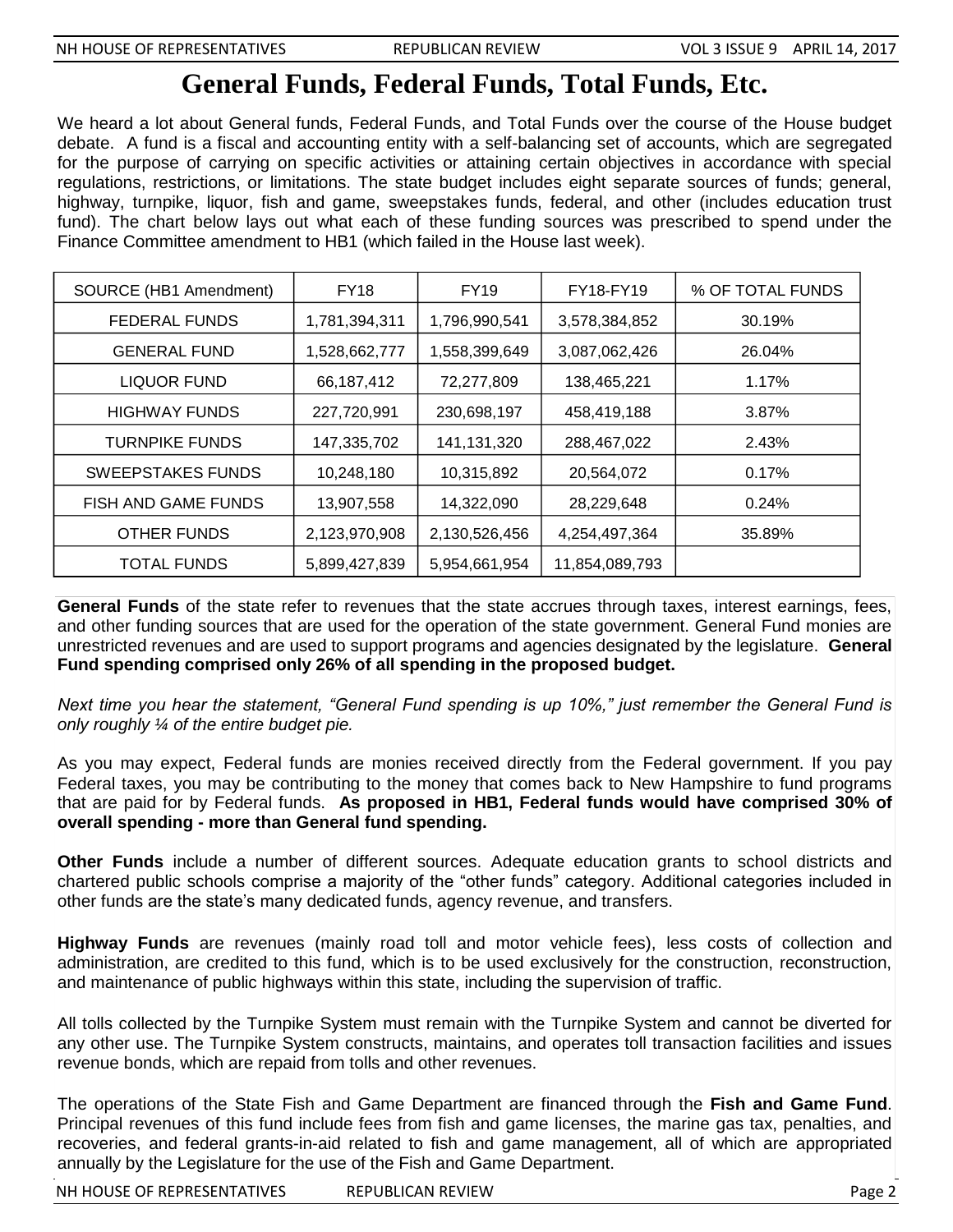# General Funds, Federal Funds, Total Funds, Etc.

We heard a lot about General funds, Federal Funds, and Total Funds over the course of the House budget debate. A fund is a fiscal and accounting entity with a self-balancing set of accounts, which are segregated for the purpose of carrying on specific activities or attaining certain objectives in accordance with special regulations, restrictions, or limitations. The state budget includes eight separate sources of funds; general, highway, turnpike, liquor, fish and game, sweepstakes funds, federal, and other (includes education trust fund). The chart below lays out what each of these funding sources was prescribed to spend under the Finance Committee amendment to HB1 (which failed in the House last week).

| SOURCE (HB1 Amendment) | FY18 | FY19 | FY18-FY19 | % OF TOTAL FUNDS |
|---|---|---|---|---|
| FEDERAL FUNDS | 1,781,394,311 | 1,796,990,541 | 3,578,384,852 | 30.19% |
| GENERAL FUND | 1,528,662,777 | 1,558,399,649 | 3,087,062,426 | 26.04% |
| LIQUOR FUND | 66,187,412 | 72,277,809 | 138,465,221 | 1.17% |
| HIGHWAY FUNDS | 227,720,991 | 230,698,197 | 458,419,188 | 3.87% |
| TURNPIKE FUNDS | 147,335,702 | 141,131,320 | 288,467,022 | 2.43% |
| SWEEPSTAKES FUNDS | 10,248,180 | 10,315,892 | 20,564,072 | 0.17% |
| FISH AND GAME FUNDS | 13,907,558 | 14,322,090 | 28,229,648 | 0.24% |
| OTHER FUNDS | 2,123,970,908 | 2,130,526,456 | 4,254,497,364 | 35.89% |
| TOTAL FUNDS | 5,899,427,839 | 5,954,661,954 | 11,854,089,793 | |

**General Funds** of the state refer to revenues that the state accrues through taxes, interest earnings, fees, and other funding sources that are used for the operation of the state government. General Fund monies are unrestricted revenues and are used to support programs and agencies designated by the legislature. **General Fund spending comprised only 26% of all spending in the proposed budget.**

*Next time you hear the statement, "General Fund spending is up 10%," just remember the General Fund is only roughly ¼ of the entire budget pie.*

As you may expect, Federal funds are monies received directly from the Federal government. If you pay Federal taxes, you may be contributing to the money that comes back to New Hampshire to fund programs that are paid for by Federal funds. **As proposed in HB1, Federal funds would have comprised 30% of overall spending - more than General fund spending.**

**Other Funds** include a number of different sources. Adequate education grants to school districts and chartered public schools comprise a majority of the "other funds" category. Additional categories included in other funds are the state's many dedicated funds, agency revenue, and transfers.

**Highway Funds** are revenues (mainly road toll and motor vehicle fees), less costs of collection and administration, are credited to this fund, which is to be used exclusively for the construction, reconstruction, and maintenance of public highways within this state, including the supervision of traffic.

All tolls collected by the Turnpike System must remain with the Turnpike System and cannot be diverted for any other use. The Turnpike System constructs, maintains, and operates toll transaction facilities and issues revenue bonds, which are repaid from tolls and other revenues.

The operations of the State Fish and Game Department are financed through the **Fish and Game Fund**. Principal revenues of this fund include fees from fish and game licenses, the marine gas tax, penalties, and recoveries, and federal grants-in-aid related to fish and game management, all of which are appropriated annually by the Legislature for the use of the Fish and Game Department.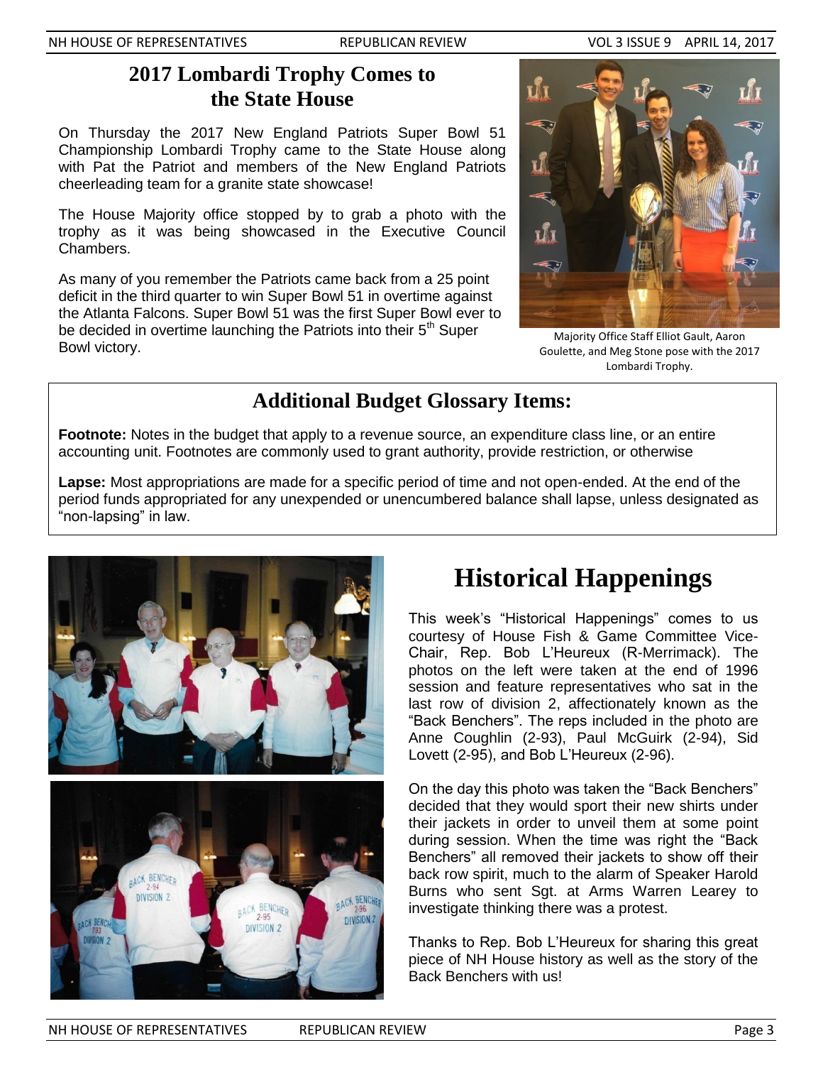## 2017 Lombardi Trophy Comes to the State House

On Thursday the 2017 New England Patriots Super Bowl 51 Championship Lombardi Trophy came to the State House along with Pat the Patriot and members of the New England Patriots cheerleading team for a granite state showcase!

The House Majority office stopped by to grab a photo with the trophy as it was being showcased in the Executive Council Chambers.

As many of you remember the Patriots came back from a 25 point deficit in the third quarter to win Super Bowl 51 in overtime against the Atlanta Falcons. Super Bowl 51 was the first Super Bowl ever to be decided in overtime launching the Patriots into their 5th Super Bowl victory.

Majority Office Staff Elliot Gault, Aaron Goulette, and Meg Stone pose with the 2017 Lombardi Trophy.

## Additional Budget Glossary Items:

**Footnote:** Notes in the budget that apply to a revenue source, an expenditure class line, or an entire accounting unit. Footnotes are commonly used to grant authority, provide restriction, or otherwise

**Lapse:** Most appropriations are made for a specific period of time and not open-ended. At the end of the period funds appropriated for any unexpended or unencumbered balance shall lapse, unless designated as "non-lapsing" in law.

# Historical Happenings

This week's "Historical Happenings" comes to us courtesy of House Fish & Game Committee Vice-Chair, Rep. Bob L'Heureux (R-Merrimack). The photos on the left were taken at the end of 1996 session and feature representatives who sat in the last row of division 2, affectionately known as the "Back Benchers". The reps included in the photo are Anne Coughlin (2-93), Paul McGuirk (2-94), Sid Lovett (2-95), and Bob L'Heureux (2-96).

On the day this photo was taken the "Back Benchers" decided that they would sport their new shirts under their jackets in order to unveil them at some point during session. When the time was right the "Back Benchers" all removed their jackets to show off their back row spirit, much to the alarm of Speaker Harold Burns who sent Sgt. at Arms Warren Learey to investigate thinking there was a protest.

Thanks to Rep. Bob L'Heureux for sharing this great piece of NH House history as well as the story of the Back Benchers with us!